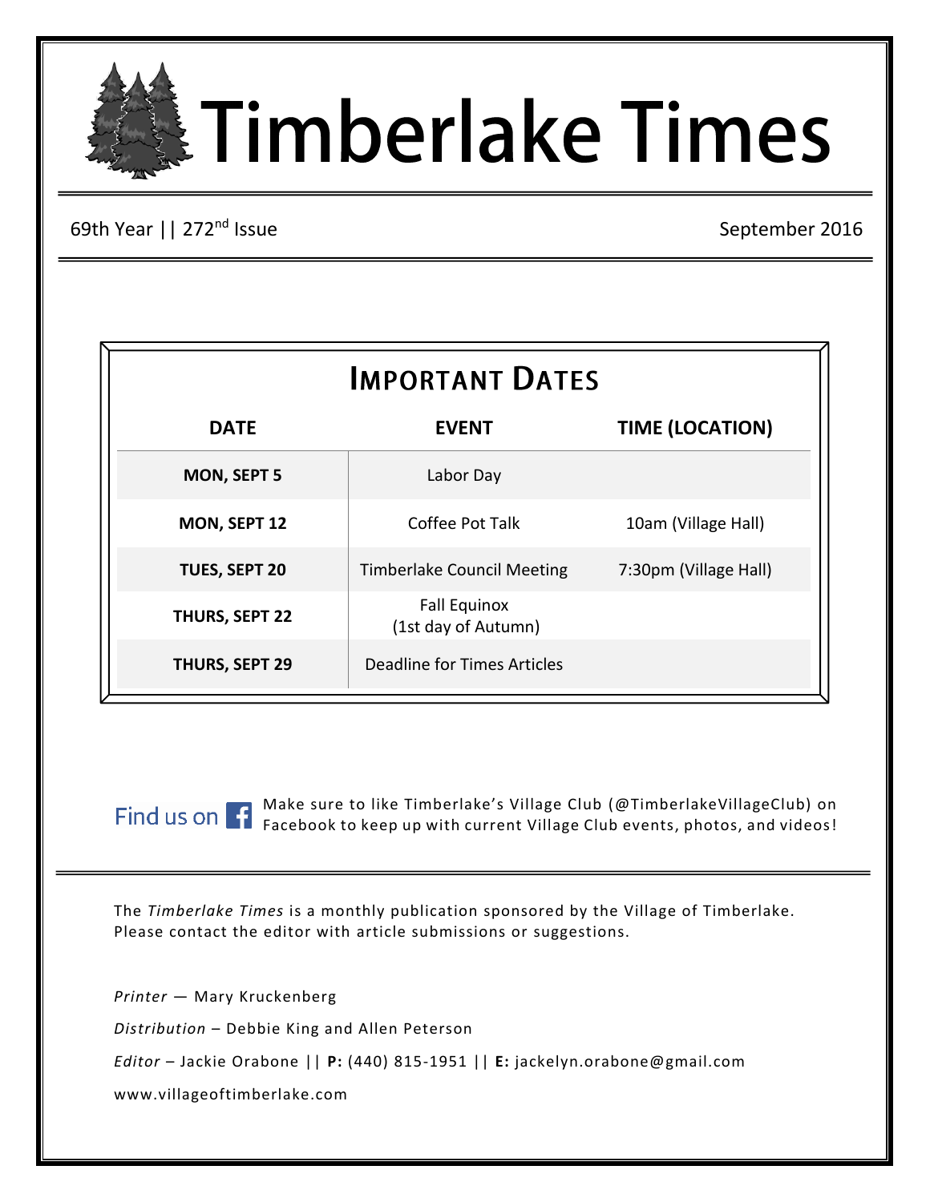# Timberlake Times

69th Year || 272nd Issue

September 2016

## Important Dates

| DATE | EVENT | TIME (LOCATION) |
|---|---|---|
| **MON, SEPT 5** | Labor Day | |
| **MON, SEPT 12** | Coffee Pot Talk | 10am (Village Hall) |
| **TUES, SEPT 20** | Timberlake Council Meeting | 7:30pm (Village Hall) |
| **THURS, SEPT 22** | Fall Equinox (1st day of Autumn) | |
| **THURS, SEPT 29** | Deadline for Times Articles | |

Find us on Facebook

Make sure to like Timberlake's Village Club (@TimberlakeVillageClub) on Facebook to keep up with current Village Club events, photos, and videos!

The *Timberlake Times* is a monthly publication sponsored by the Village of Timberlake. Please contact the editor with article submissions or suggestions.

*Printer* — Mary Kruckenberg

*Distribution* – Debbie King and Allen Peterson

*Editor* – Jackie Orabone || **P:** (440) 815-1951 || **E:** jackelyn.orabone@gmail.com

www.villageoftimberlake.com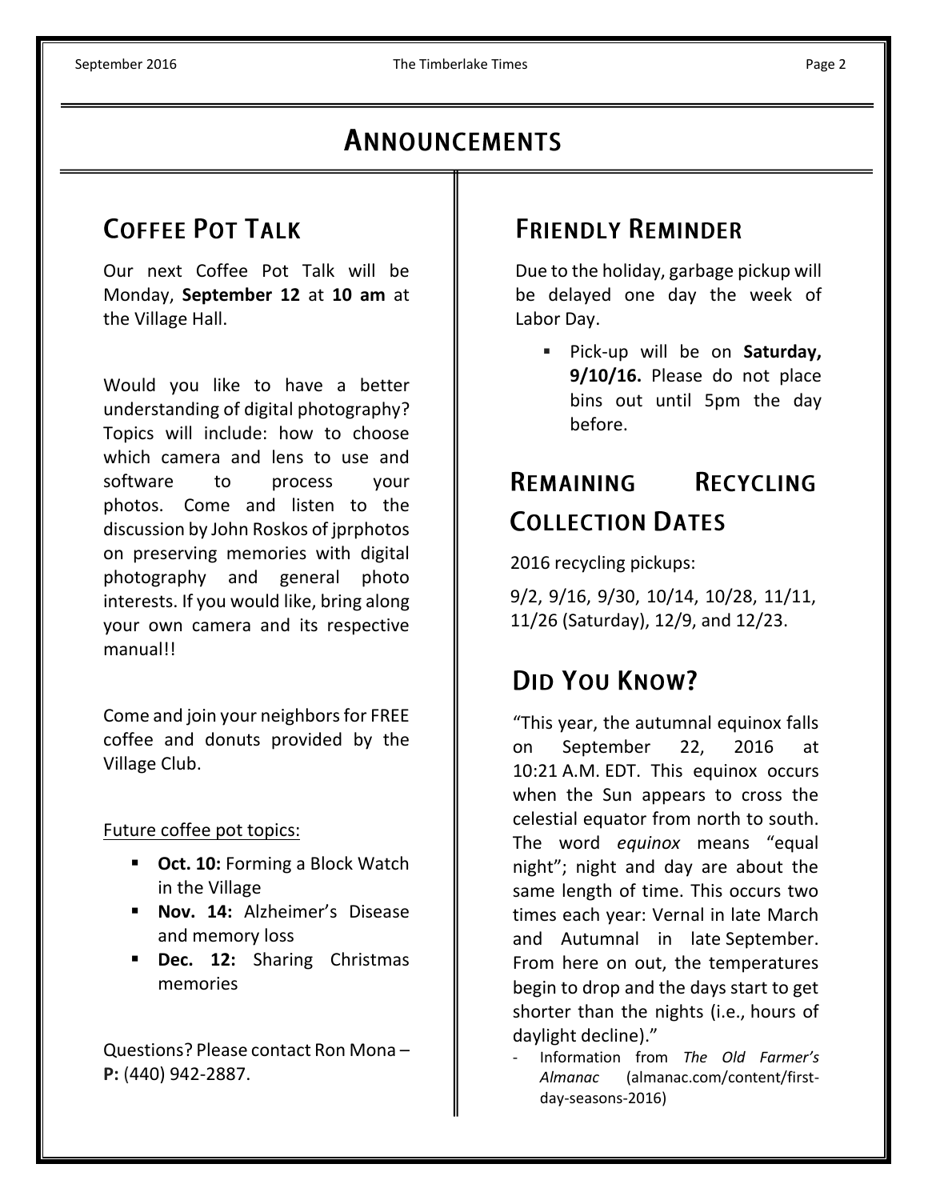# Announcements

## Coffee Pot Talk

Our next Coffee Pot Talk will be Monday, **September 12** at **10 am** at the Village Hall.

Would you like to have a better understanding of digital photography? Topics will include: how to choose which camera and lens to use and software to process your photos. Come and listen to the discussion by John Roskos of jprphotos on preserving memories with digital photography and general photo interests. If you would like, bring along your own camera and its respective manual!!

Come and join your neighbors for FREE coffee and donuts provided by the Village Club.

Future coffee pot topics:

- **Oct. 10:** Forming a Block Watch in the Village
- **Nov. 14:** Alzheimer's Disease and memory loss
- **Dec. 12:** Sharing Christmas memories

Questions? Please contact Ron Mona – **P:** (440) 942-2887.

## Friendly Reminder

Due to the holiday, garbage pickup will be delayed one day the week of Labor Day.

- Pick-up will be on **Saturday, 9/10/16.** Please do not place bins out until 5pm the day before.

## Remaining Recycling Collection Dates

2016 recycling pickups:

9/2, 9/16, 9/30, 10/14, 10/28, 11/11, 11/26 (Saturday), 12/9, and 12/23.

## Did You Know?

"This year, the autumnal equinox falls on September 22, 2016 at 10:21 A.M. EDT. This equinox occurs when the Sun appears to cross the celestial equator from north to south. The word *equinox* means "equal night"; night and day are about the same length of time. This occurs two times each year: Vernal in late March and Autumnal in late September. From here on out, the temperatures begin to drop and the days start to get shorter than the nights (i.e., hours of daylight decline)."

- Information from *The Old Farmer's Almanac* (almanac.com/content/first-day-seasons-2016)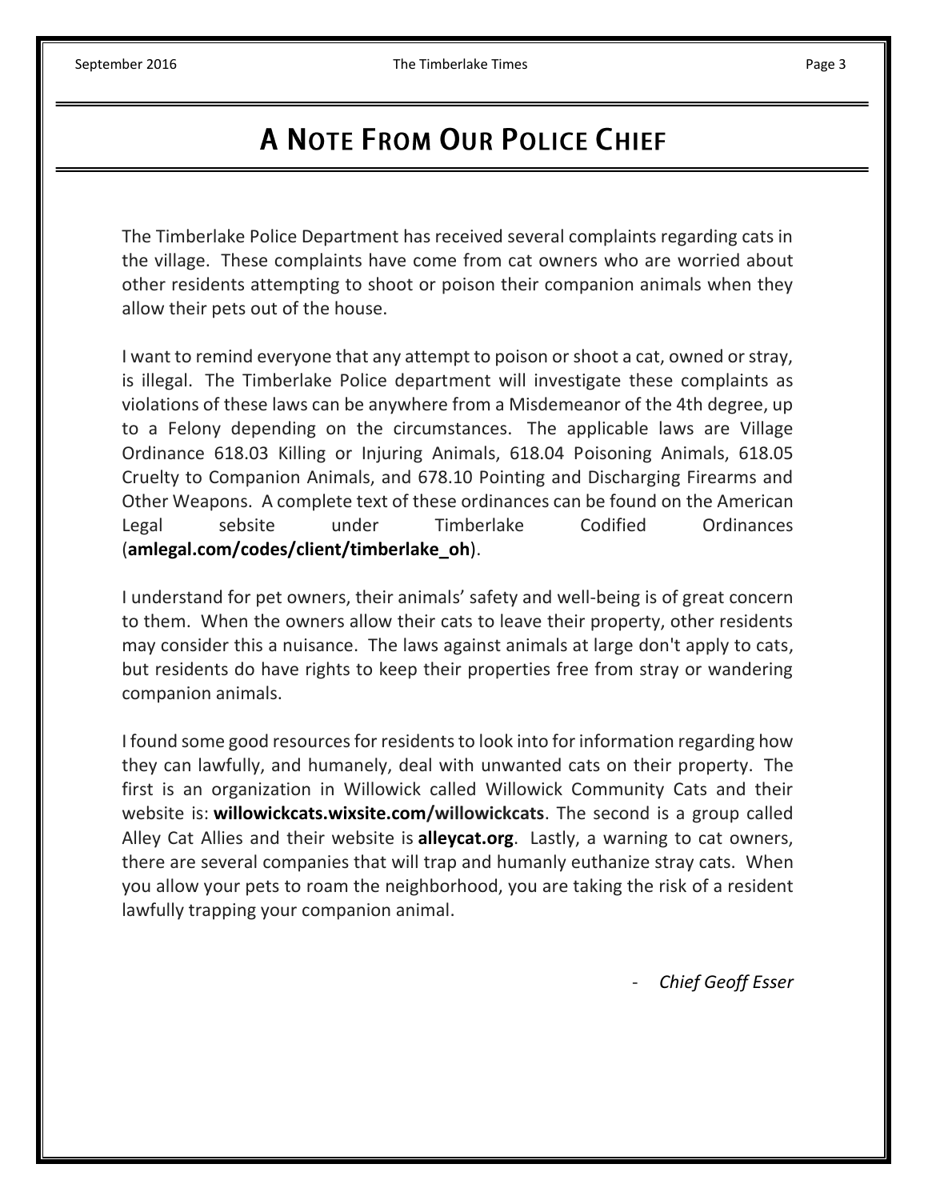# A Note From Our Police Chief

The Timberlake Police Department has received several complaints regarding cats in the village. These complaints have come from cat owners who are worried about other residents attempting to shoot or poison their companion animals when they allow their pets out of the house.

I want to remind everyone that any attempt to poison or shoot a cat, owned or stray, is illegal. The Timberlake Police department will investigate these complaints as violations of these laws can be anywhere from a Misdemeanor of the 4th degree, up to a Felony depending on the circumstances. The applicable laws are Village Ordinance 618.03 Killing or Injuring Animals, 618.04 Poisoning Animals, 618.05 Cruelty to Companion Animals, and 678.10 Pointing and Discharging Firearms and Other Weapons. A complete text of these ordinances can be found on the American Legal sebsite under Timberlake Codified Ordinances (**amlegal.com/codes/client/timberlake_oh**).

I understand for pet owners, their animals' safety and well-being is of great concern to them. When the owners allow their cats to leave their property, other residents may consider this a nuisance. The laws against animals at large don't apply to cats, but residents do have rights to keep their properties free from stray or wandering companion animals.

I found some good resources for residents to look into for information regarding how they can lawfully, and humanely, deal with unwanted cats on their property. The first is an organization in Willowick called Willowick Community Cats and their website is: **willowickcats.wixsite.com/willowickcats**. The second is a group called Alley Cat Allies and their website is **alleycat.org**. Lastly, a warning to cat owners, there are several companies that will trap and humanly euthanize stray cats. When you allow your pets to roam the neighborhood, you are taking the risk of a resident lawfully trapping your companion animal.

- *Chief Geoff Esser*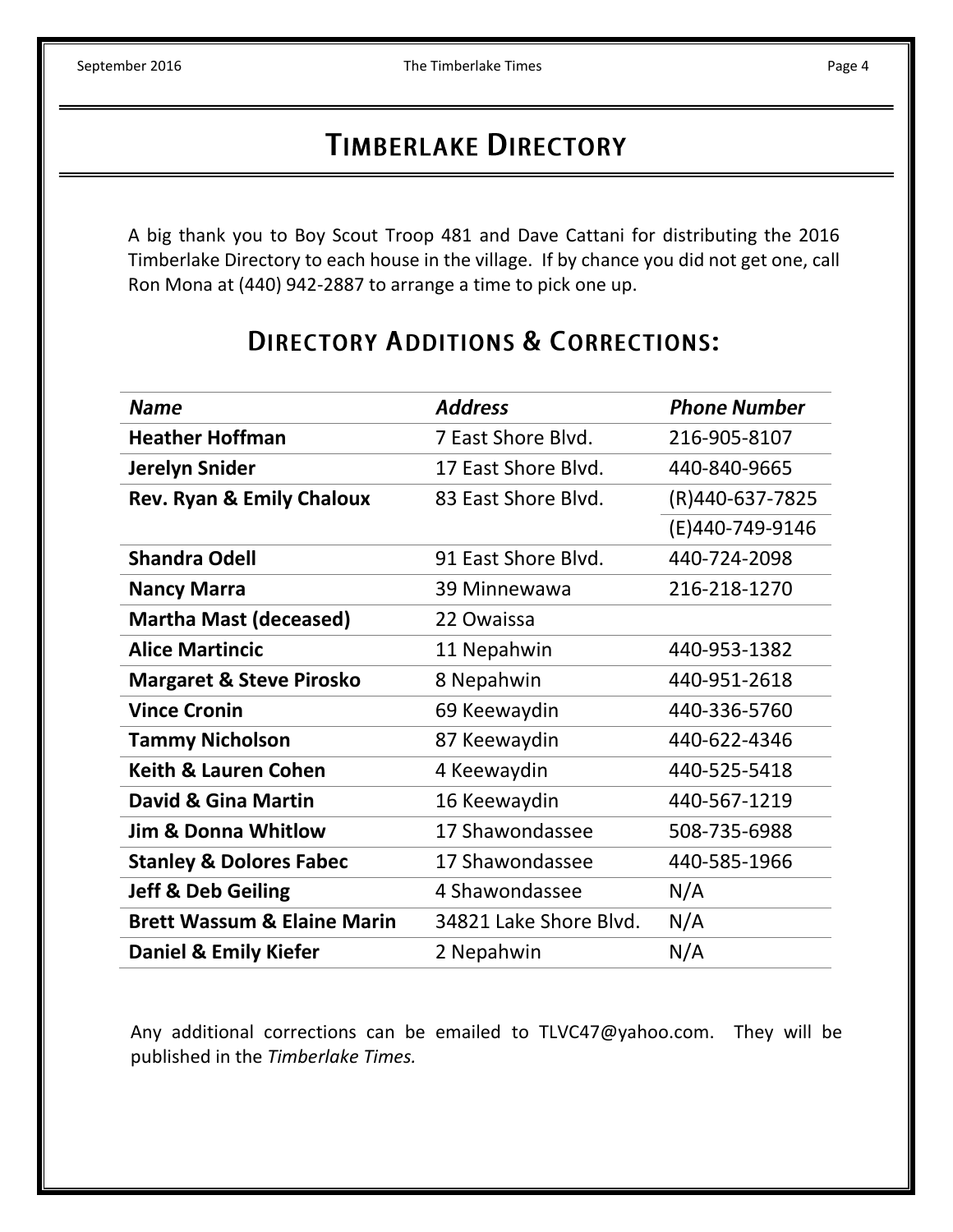# Timberlake Directory

A big thank you to Boy Scout Troop 481 and Dave Cattani for distributing the 2016 Timberlake Directory to each house in the village. If by chance you did not get one, call Ron Mona at (440) 942-2887 to arrange a time to pick one up.

## Directory Additions & Corrections:

| *Name* | *Address* | *Phone Number* |
|---|---|---|
| **Heather Hoffman** | 7 East Shore Blvd. | 216-905-8107 |
| **Jerelyn Snider** | 17 East Shore Blvd. | 440-840-9665 |
| **Rev. Ryan & Emily Chaloux** | 83 East Shore Blvd. | (R)440-637-7825 |
| | | (E)440-749-9146 |
| **Shandra Odell** | 91 East Shore Blvd. | 440-724-2098 |
| **Nancy Marra** | 39 Minnewawa | 216-218-1270 |
| **Martha Mast (deceased)** | 22 Owaissa | |
| **Alice Martincic** | 11 Nepahwin | 440-953-1382 |
| **Margaret & Steve Pirosko** | 8 Nepahwin | 440-951-2618 |
| **Vince Cronin** | 69 Keewaydin | 440-336-5760 |
| **Tammy Nicholson** | 87 Keewaydin | 440-622-4346 |
| **Keith & Lauren Cohen** | 4 Keewaydin | 440-525-5418 |
| **David & Gina Martin** | 16 Keewaydin | 440-567-1219 |
| **Jim & Donna Whitlow** | 17 Shawondassee | 508-735-6988 |
| **Stanley & Dolores Fabec** | 17 Shawondassee | 440-585-1966 |
| **Jeff & Deb Geiling** | 4 Shawondassee | N/A |
| **Brett Wassum & Elaine Marin** | 34821 Lake Shore Blvd. | N/A |
| **Daniel & Emily Kiefer** | 2 Nepahwin | N/A |

Any additional corrections can be emailed to TLVC47@yahoo.com. They will be published in the *Timberlake Times.*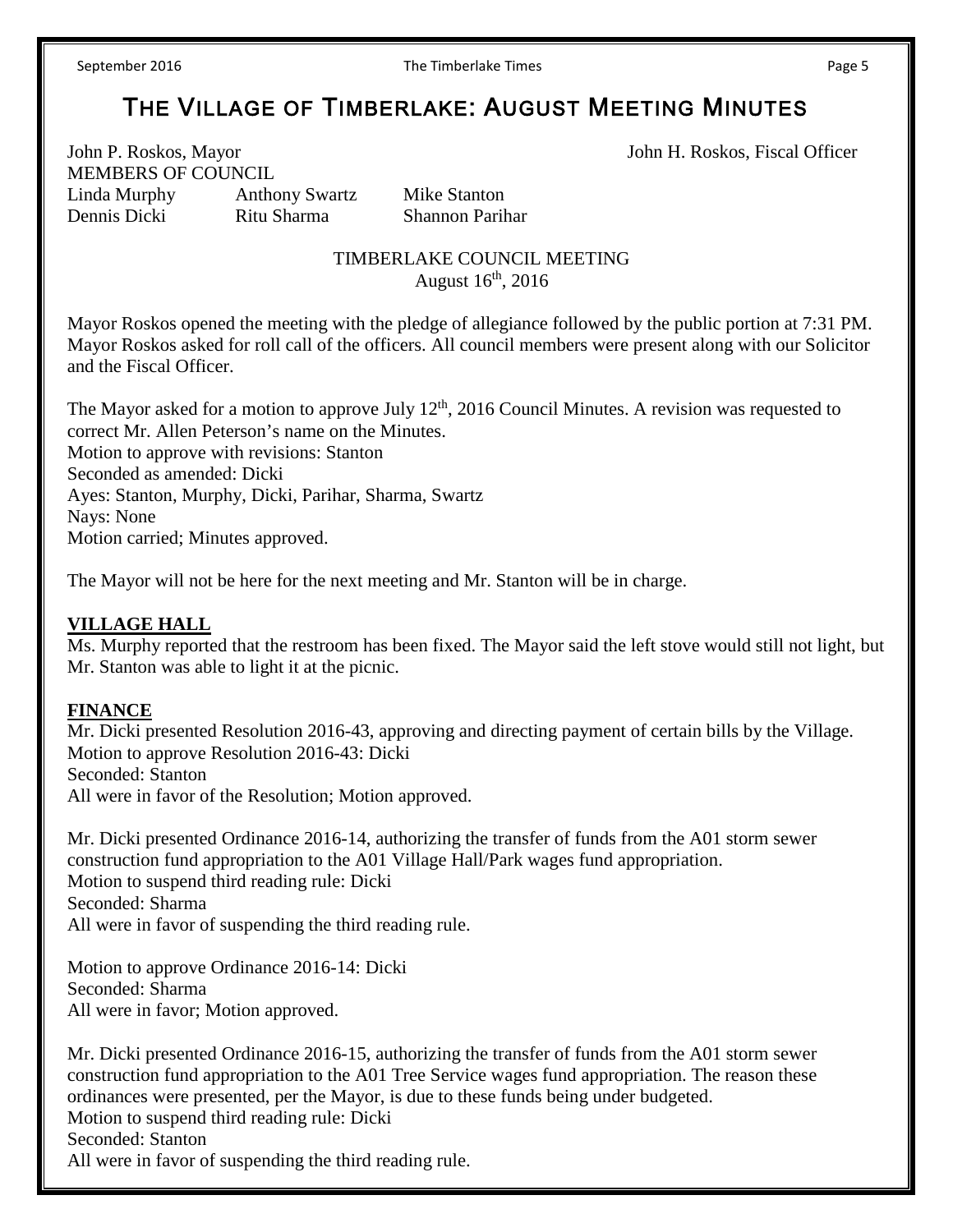# The Village of Timberlake: August Meeting Minutes

John P. Roskos, Mayor John H. Roskos, Fiscal Officer

MEMBERS OF COUNCIL

| | | |
|---|---|---|
| Linda Murphy | Anthony Swartz | Mike Stanton |
| Dennis Dicki | Ritu Sharma | Shannon Parihar |

TIMBERLAKE COUNCIL MEETING
August 16th, 2016

Mayor Roskos opened the meeting with the pledge of allegiance followed by the public portion at 7:31 PM. Mayor Roskos asked for roll call of the officers. All council members were present along with our Solicitor and the Fiscal Officer.

The Mayor asked for a motion to approve July 12th, 2016 Council Minutes. A revision was requested to correct Mr. Allen Peterson's name on the Minutes.
Motion to approve with revisions: Stanton
Seconded as amended: Dicki
Ayes: Stanton, Murphy, Dicki, Parihar, Sharma, Swartz
Nays: None
Motion carried; Minutes approved.

The Mayor will not be here for the next meeting and Mr. Stanton will be in charge.

**VILLAGE HALL**

Ms. Murphy reported that the restroom has been fixed. The Mayor said the left stove would still not light, but Mr. Stanton was able to light it at the picnic.

**FINANCE**

Mr. Dicki presented Resolution 2016-43, approving and directing payment of certain bills by the Village.
Motion to approve Resolution 2016-43: Dicki
Seconded: Stanton
All were in favor of the Resolution; Motion approved.

Mr. Dicki presented Ordinance 2016-14, authorizing the transfer of funds from the A01 storm sewer construction fund appropriation to the A01 Village Hall/Park wages fund appropriation.
Motion to suspend third reading rule: Dicki
Seconded: Sharma
All were in favor of suspending the third reading rule.

Motion to approve Ordinance 2016-14: Dicki
Seconded: Sharma
All were in favor; Motion approved.

Mr. Dicki presented Ordinance 2016-15, authorizing the transfer of funds from the A01 storm sewer construction fund appropriation to the A01 Tree Service wages fund appropriation. The reason these ordinances were presented, per the Mayor, is due to these funds being under budgeted.
Motion to suspend third reading rule: Dicki
Seconded: Stanton
All were in favor of suspending the third reading rule.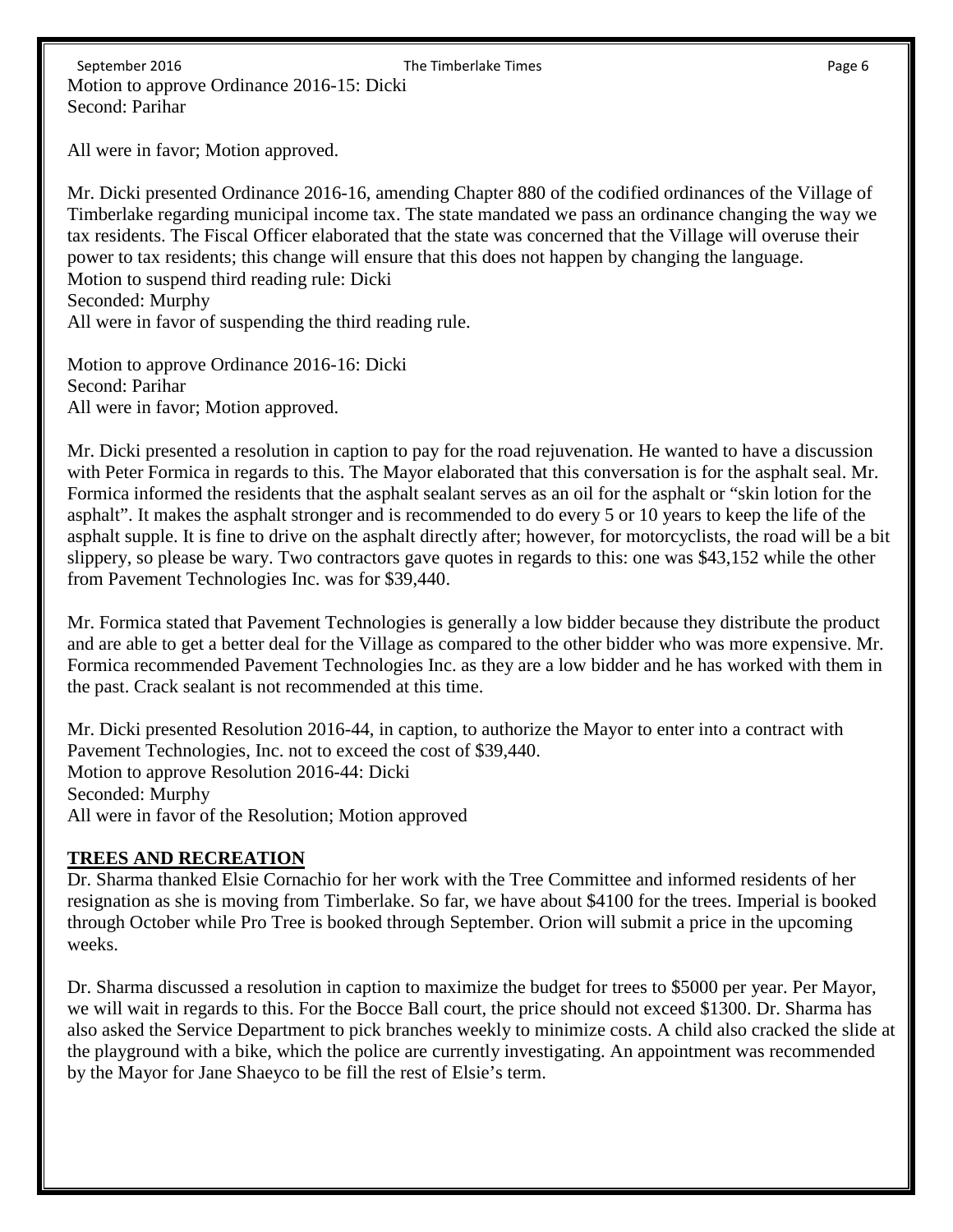Motion to approve Ordinance 2016-15: Dicki
Second: Parihar

All were in favor; Motion approved.

Mr. Dicki presented Ordinance 2016-16, amending Chapter 880 of the codified ordinances of the Village of Timberlake regarding municipal income tax. The state mandated we pass an ordinance changing the way we tax residents. The Fiscal Officer elaborated that the state was concerned that the Village will overuse their power to tax residents; this change will ensure that this does not happen by changing the language.
Motion to suspend third reading rule: Dicki
Seconded: Murphy
All were in favor of suspending the third reading rule.

Motion to approve Ordinance 2016-16: Dicki
Second: Parihar
All were in favor; Motion approved.

Mr. Dicki presented a resolution in caption to pay for the road rejuvenation. He wanted to have a discussion with Peter Formica in regards to this. The Mayor elaborated that this conversation is for the asphalt seal. Mr. Formica informed the residents that the asphalt sealant serves as an oil for the asphalt or "skin lotion for the asphalt". It makes the asphalt stronger and is recommended to do every 5 or 10 years to keep the life of the asphalt supple. It is fine to drive on the asphalt directly after; however, for motorcyclists, the road will be a bit slippery, so please be wary. Two contractors gave quotes in regards to this: one was $43,152 while the other from Pavement Technologies Inc. was for $39,440.

Mr. Formica stated that Pavement Technologies is generally a low bidder because they distribute the product and are able to get a better deal for the Village as compared to the other bidder who was more expensive. Mr. Formica recommended Pavement Technologies Inc. as they are a low bidder and he has worked with them in the past. Crack sealant is not recommended at this time.

Mr. Dicki presented Resolution 2016-44, in caption, to authorize the Mayor to enter into a contract with Pavement Technologies, Inc. not to exceed the cost of $39,440.
Motion to approve Resolution 2016-44: Dicki
Seconded: Murphy
All were in favor of the Resolution; Motion approved

## **TREES AND RECREATION**

Dr. Sharma thanked Elsie Cornachio for her work with the Tree Committee and informed residents of her resignation as she is moving from Timberlake. So far, we have about $4100 for the trees. Imperial is booked through October while Pro Tree is booked through September. Orion will submit a price in the upcoming weeks.

Dr. Sharma discussed a resolution in caption to maximize the budget for trees to $5000 per year. Per Mayor, we will wait in regards to this. For the Bocce Ball court, the price should not exceed $1300. Dr. Sharma has also asked the Service Department to pick branches weekly to minimize costs. A child also cracked the slide at the playground with a bike, which the police are currently investigating. An appointment was recommended by the Mayor for Jane Shaeyco to be fill the rest of Elsie's term.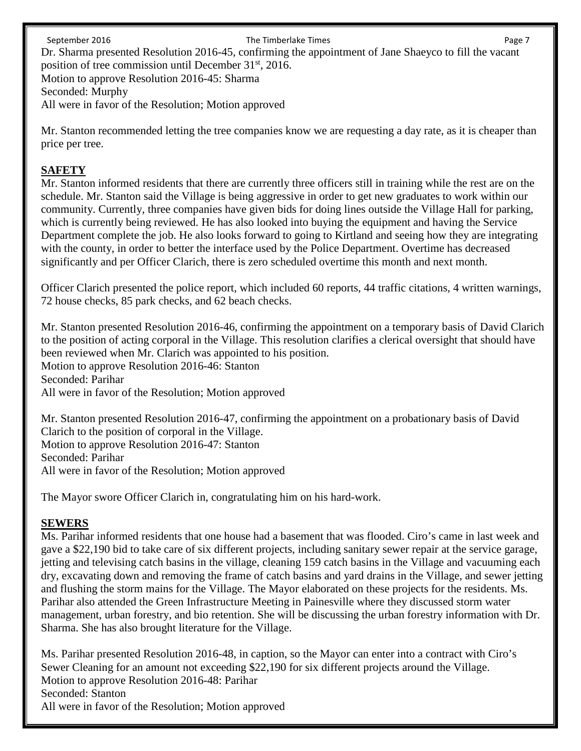Dr. Sharma presented Resolution 2016-45, confirming the appointment of Jane Shaeyco to fill the vacant position of tree commission until December 31st, 2016.
Motion to approve Resolution 2016-45: Sharma
Seconded: Murphy
All were in favor of the Resolution; Motion approved

Mr. Stanton recommended letting the tree companies know we are requesting a day rate, as it is cheaper than price per tree.

## SAFETY

Mr. Stanton informed residents that there are currently three officers still in training while the rest are on the schedule. Mr. Stanton said the Village is being aggressive in order to get new graduates to work within our community. Currently, three companies have given bids for doing lines outside the Village Hall for parking, which is currently being reviewed. He has also looked into buying the equipment and having the Service Department complete the job. He also looks forward to going to Kirtland and seeing how they are integrating with the county, in order to better the interface used by the Police Department. Overtime has decreased significantly and per Officer Clarich, there is zero scheduled overtime this month and next month.

Officer Clarich presented the police report, which included 60 reports, 44 traffic citations, 4 written warnings, 72 house checks, 85 park checks, and 62 beach checks.

Mr. Stanton presented Resolution 2016-46, confirming the appointment on a temporary basis of David Clarich to the position of acting corporal in the Village. This resolution clarifies a clerical oversight that should have been reviewed when Mr. Clarich was appointed to his position.
Motion to approve Resolution 2016-46: Stanton
Seconded: Parihar
All were in favor of the Resolution; Motion approved

Mr. Stanton presented Resolution 2016-47, confirming the appointment on a probationary basis of David Clarich to the position of corporal in the Village.
Motion to approve Resolution 2016-47: Stanton
Seconded: Parihar
All were in favor of the Resolution; Motion approved

The Mayor swore Officer Clarich in, congratulating him on his hard-work.

## SEWERS

Ms. Parihar informed residents that one house had a basement that was flooded. Ciro's came in last week and gave a $22,190 bid to take care of six different projects, including sanitary sewer repair at the service garage, jetting and televising catch basins in the village, cleaning 159 catch basins in the Village and vacuuming each dry, excavating down and removing the frame of catch basins and yard drains in the Village, and sewer jetting and flushing the storm mains for the Village. The Mayor elaborated on these projects for the residents. Ms. Parihar also attended the Green Infrastructure Meeting in Painesville where they discussed storm water management, urban forestry, and bio retention. She will be discussing the urban forestry information with Dr. Sharma. She has also brought literature for the Village.

Ms. Parihar presented Resolution 2016-48, in caption, so the Mayor can enter into a contract with Ciro's Sewer Cleaning for an amount not exceeding $22,190 for six different projects around the Village.
Motion to approve Resolution 2016-48: Parihar
Seconded: Stanton
All were in favor of the Resolution; Motion approved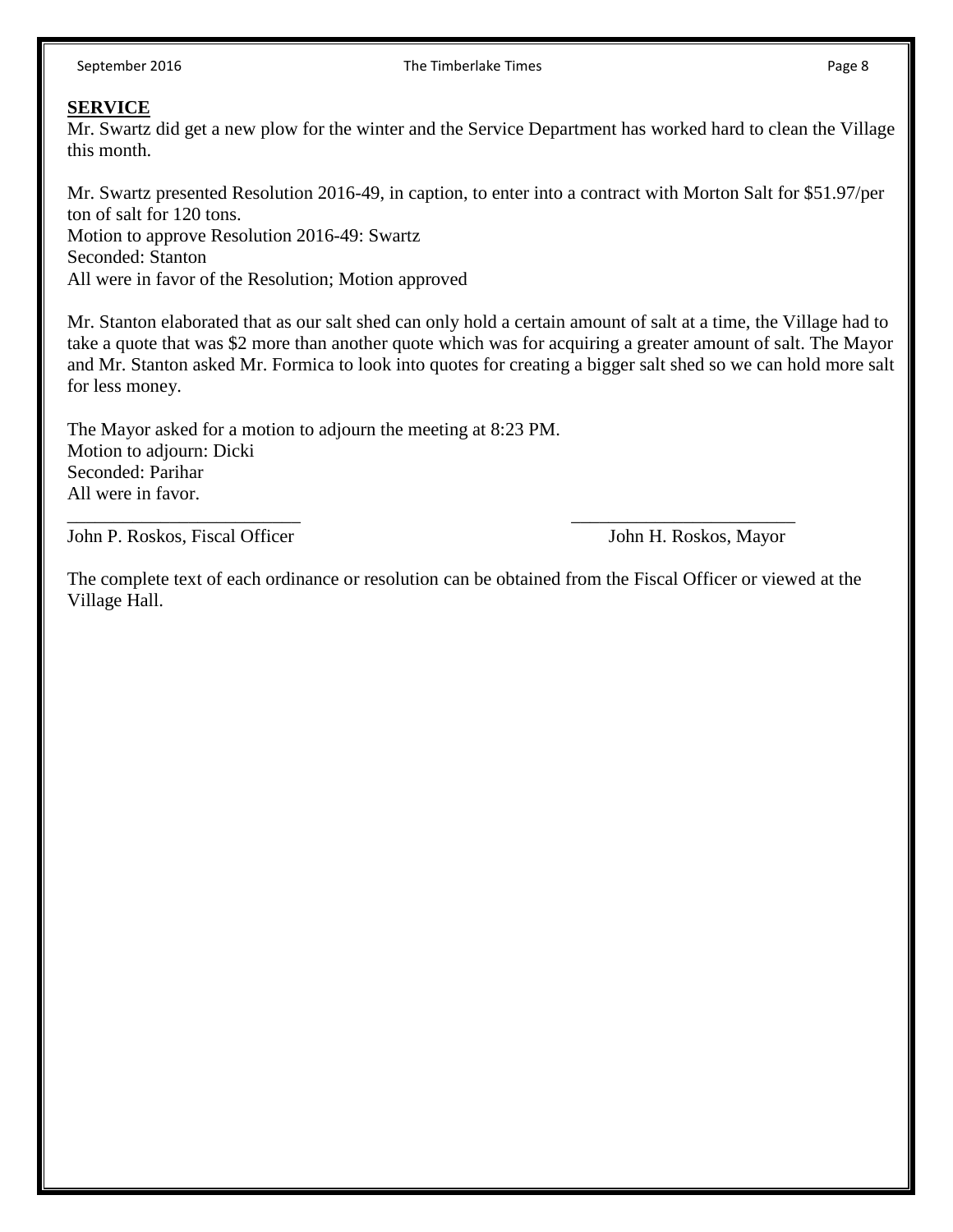**SERVICE**

Mr. Swartz did get a new plow for the winter and the Service Department has worked hard to clean the Village this month.

Mr. Swartz presented Resolution 2016-49, in caption, to enter into a contract with Morton Salt for $51.97/per ton of salt for 120 tons.
Motion to approve Resolution 2016-49: Swartz
Seconded: Stanton
All were in favor of the Resolution; Motion approved

Mr. Stanton elaborated that as our salt shed can only hold a certain amount of salt at a time, the Village had to take a quote that was $2 more than another quote which was for acquiring a greater amount of salt. The Mayor and Mr. Stanton asked Mr. Formica to look into quotes for creating a bigger salt shed so we can hold more salt for less money.

The Mayor asked for a motion to adjourn the meeting at 8:23 PM.
Motion to adjourn: Dicki
Seconded: Parihar
All were in favor.

| | |
|---|---|
| _________________________ | _________________________ |
| John P. Roskos, Fiscal Officer | John H. Roskos, Mayor |

The complete text of each ordinance or resolution can be obtained from the Fiscal Officer or viewed at the Village Hall.